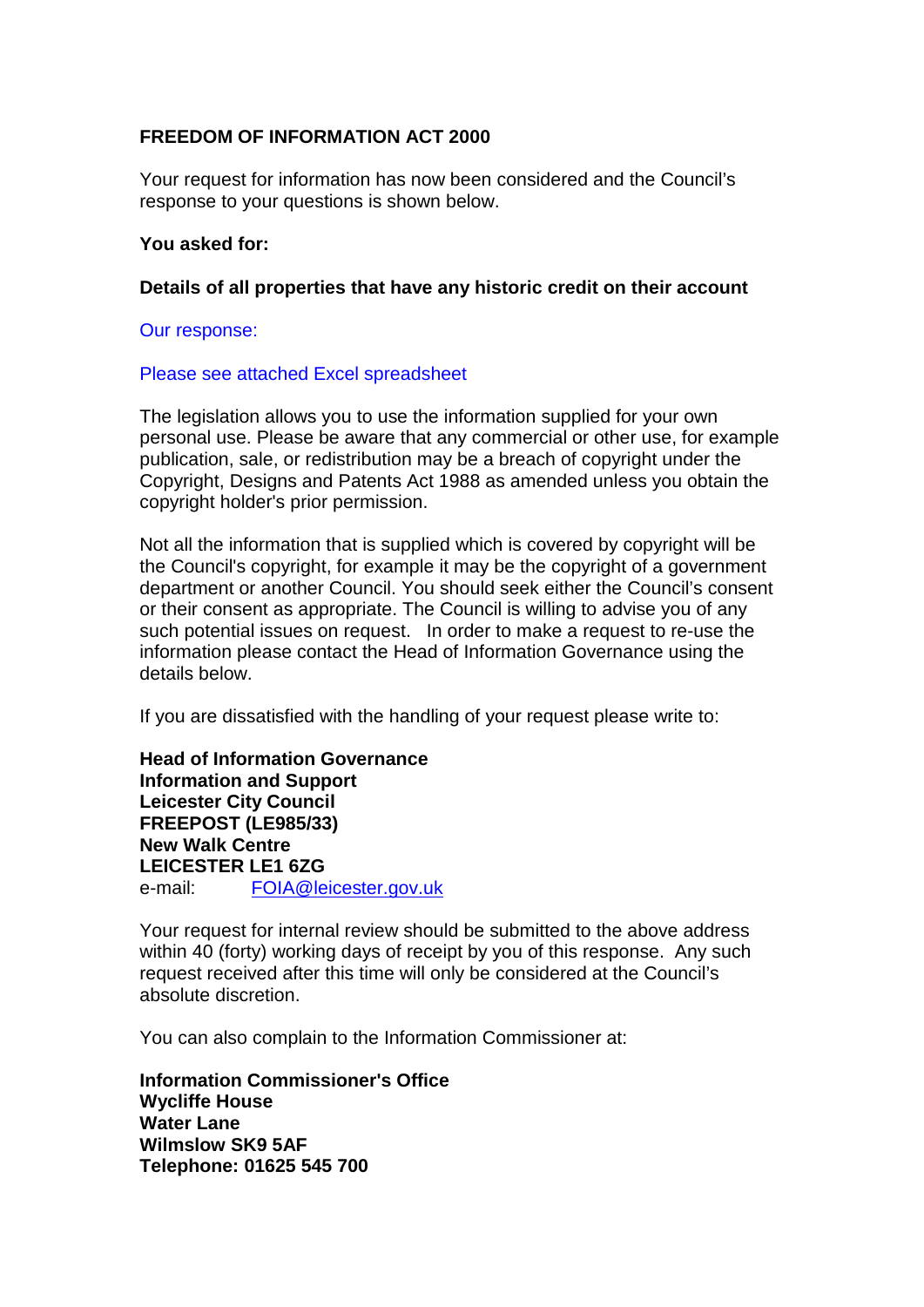**FREEDOM OF INFORMATION ACT 2000**

Your request for information has now been considered and the Council's response to your questions is shown below.

**You asked for:**

**Details of all properties that have any historic credit on their account**

Our response:

Please see attached Excel spreadsheet

The legislation allows you to use the information supplied for your own personal use. Please be aware that any commercial or other use, for example publication, sale, or redistribution may be a breach of copyright under the Copyright, Designs and Patents Act 1988 as amended unless you obtain the copyright holder's prior permission.

Not all the information that is supplied which is covered by copyright will be the Council's copyright, for example it may be the copyright of a government department or another Council. You should seek either the Council's consent or their consent as appropriate. The Council is willing to advise you of any such potential issues on request. In order to make a request to re-use the information please contact the Head of Information Governance using the details below.

If you are dissatisfied with the handling of your request please write to:

**Head of Information Governance**
**Information and Support**
**Leicester City Council**
**FREEPOST (LE985/33)**
**New Walk Centre**
**LEICESTER LE1 6ZG**
e-mail: FOIA@leicester.gov.uk

Your request for internal review should be submitted to the above address within 40 (forty) working days of receipt by you of this response. Any such request received after this time will only be considered at the Council's absolute discretion.

You can also complain to the Information Commissioner at:

**Information Commissioner's Office**
**Wycliffe House**
**Water Lane**
**Wilmslow SK9 5AF**
**Telephone: 01625 545 700**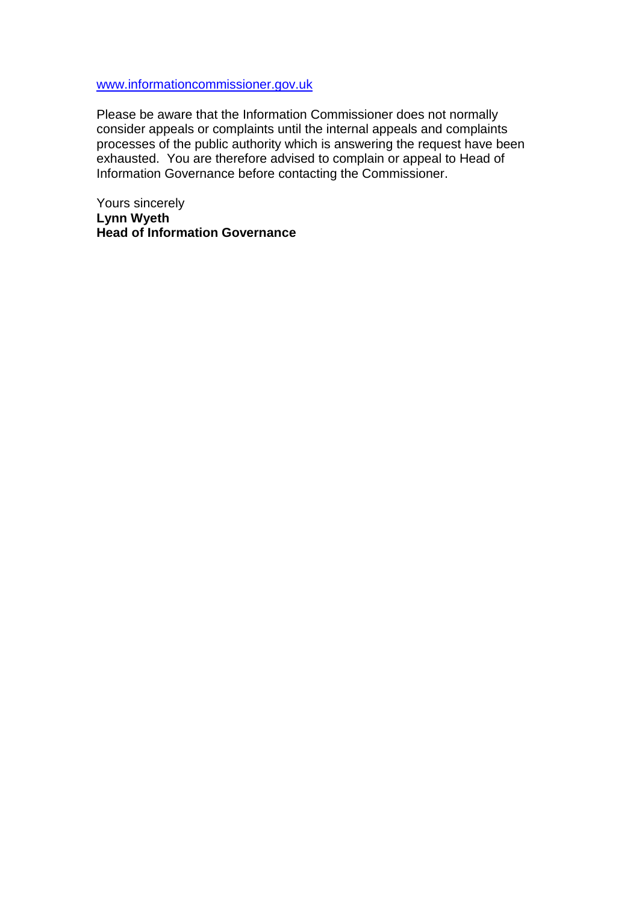www.informationcommissioner.gov.uk

Please be aware that the Information Commissioner does not normally consider appeals or complaints until the internal appeals and complaints processes of the public authority which is answering the request have been exhausted. You are therefore advised to complain or appeal to Head of Information Governance before contacting the Commissioner.

Yours sincerely
**Lynn Wyeth**
**Head of Information Governance**